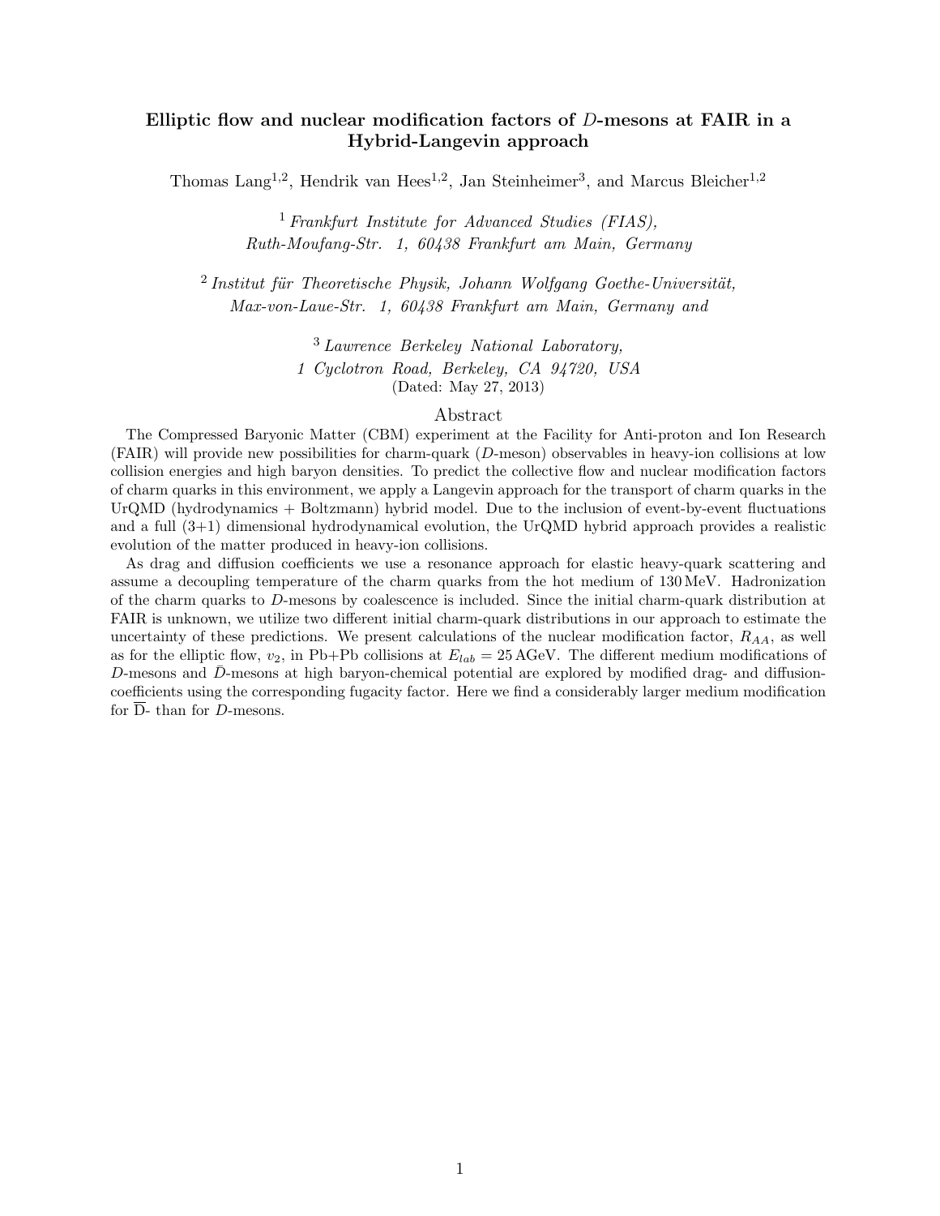# Elliptic flow and nuclear modification factors of $D$-mesons at FAIR in a Hybrid-Langevin approach

Thomas Lang[1,2], Hendrik van Hees[1,2], Jan Steinheimer[3], and Marcus Bleicher[1,2]

[1] *Frankfurt Institute for Advanced Studies (FIAS), Ruth-Moufang-Str. 1, 60438 Frankfurt am Main, Germany*

[2] *Institut für Theoretische Physik, Johann Wolfgang Goethe-Universität, Max-von-Laue-Str. 1, 60438 Frankfurt am Main, Germany and*

[3] *Lawrence Berkeley National Laboratory, 1 Cyclotron Road, Berkeley, CA 94720, USA*

(Dated: May 27, 2013)

## Abstract

The Compressed Baryonic Matter (CBM) experiment at the Facility for Anti-proton and Ion Research (FAIR) will provide new possibilities for charm-quark ($D$-meson) observables in heavy-ion collisions at low collision energies and high baryon densities. To predict the collective flow and nuclear modification factors of charm quarks in this environment, we apply a Langevin approach for the transport of charm quarks in the UrQMD (hydrodynamics + Boltzmann) hybrid model. Due to the inclusion of event-by-event fluctuations and a full (3+1) dimensional hydrodynamical evolution, the UrQMD hybrid approach provides a realistic evolution of the matter produced in heavy-ion collisions.

As drag and diffusion coefficients we use a resonance approach for elastic heavy-quark scattering and assume a decoupling temperature of the charm quarks from the hot medium of 130 MeV. Hadronization of the charm quarks to $D$-mesons by coalescence is included. Since the initial charm-quark distribution at FAIR is unknown, we utilize two different initial charm-quark distributions in our approach to estimate the uncertainty of these predictions. We present calculations of the nuclear modification factor, $R_{AA}$, as well as for the elliptic flow, $v_2$, in Pb+Pb collisions at $E_{lab} = 25$ AGeV. The different medium modifications of $D$-mesons and $\bar{D}$-mesons at high baryon-chemical potential are explored by modified drag- and diffusion-coefficients using the corresponding fugacity factor. Here we find a considerably larger medium modification for $\overline{\text{D}}$- than for $D$-mesons.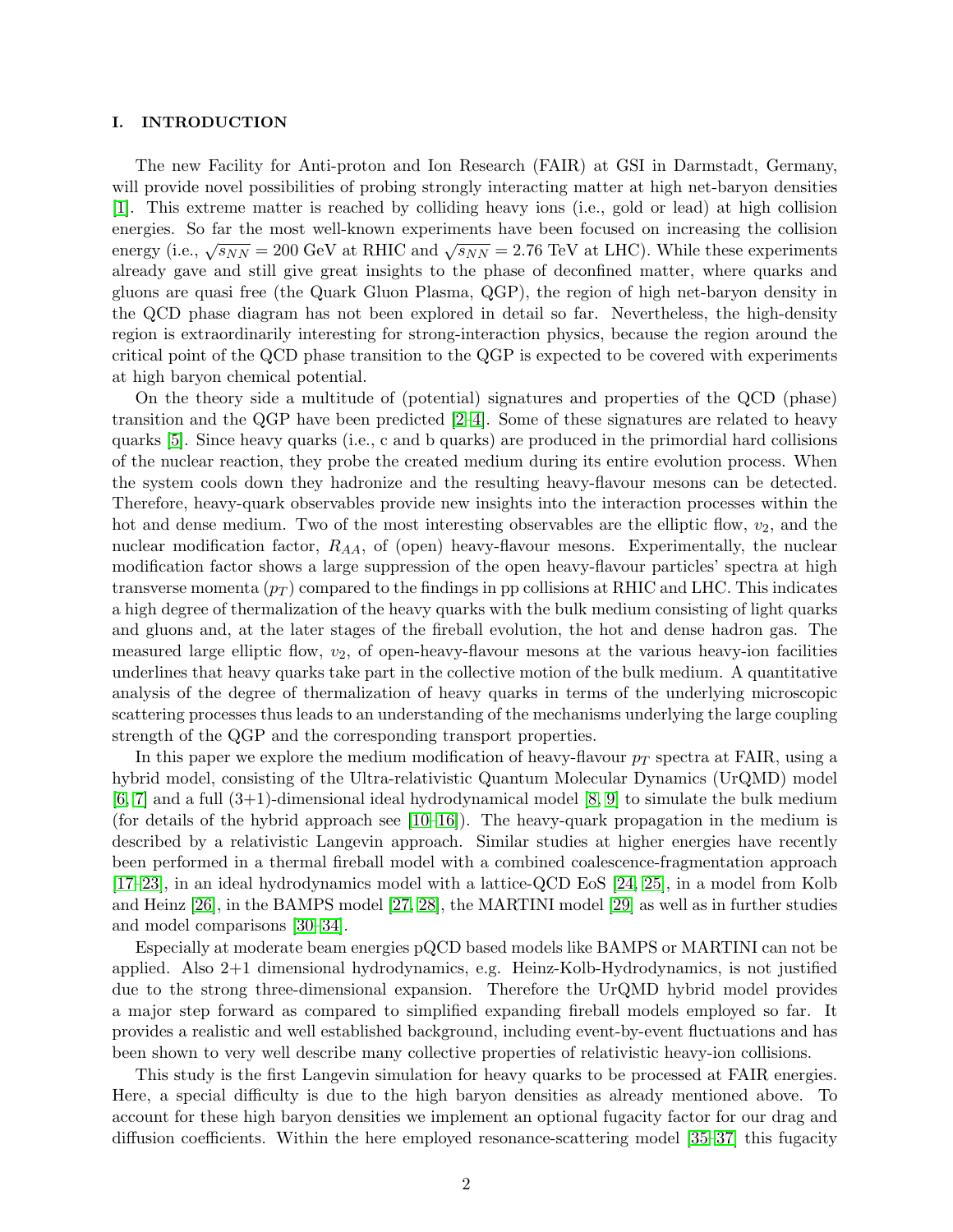## I. INTRODUCTION

The new Facility for Anti-proton and Ion Research (FAIR) at GSI in Darmstadt, Germany, will provide novel possibilities of probing strongly interacting matter at high net-baryon densities [1]. This extreme matter is reached by colliding heavy ions (i.e., gold or lead) at high collision energies. So far the most well-known experiments have been focused on increasing the collision energy (i.e., $\sqrt{s_{NN}} = 200$ GeV at RHIC and $\sqrt{s_{NN}} = 2.76$ TeV at LHC). While these experiments already gave and still give great insights to the phase of deconfined matter, where quarks and gluons are quasi free (the Quark Gluon Plasma, QGP), the region of high net-baryon density in the QCD phase diagram has not been explored in detail so far. Nevertheless, the high-density region is extraordinarily interesting for strong-interaction physics, because the region around the critical point of the QCD phase transition to the QGP is expected to be covered with experiments at high baryon chemical potential.

On the theory side a multitude of (potential) signatures and properties of the QCD (phase) transition and the QGP have been predicted [2–4]. Some of these signatures are related to heavy quarks [5]. Since heavy quarks (i.e., c and b quarks) are produced in the primordial hard collisions of the nuclear reaction, they probe the created medium during its entire evolution process. When the system cools down they hadronize and the resulting heavy-flavour mesons can be detected. Therefore, heavy-quark observables provide new insights into the interaction processes within the hot and dense medium. Two of the most interesting observables are the elliptic flow, $v_2$, and the nuclear modification factor, $R_{AA}$, of (open) heavy-flavour mesons. Experimentally, the nuclear modification factor shows a large suppression of the open heavy-flavour particles' spectra at high transverse momenta ($p_T$) compared to the findings in pp collisions at RHIC and LHC. This indicates a high degree of thermalization of the heavy quarks with the bulk medium consisting of light quarks and gluons and, at the later stages of the fireball evolution, the hot and dense hadron gas. The measured large elliptic flow, $v_2$, of open-heavy-flavour mesons at the various heavy-ion facilities underlines that heavy quarks take part in the collective motion of the bulk medium. A quantitative analysis of the degree of thermalization of heavy quarks in terms of the underlying microscopic scattering processes thus leads to an understanding of the mechanisms underlying the large coupling strength of the QGP and the corresponding transport properties.

In this paper we explore the medium modification of heavy-flavour $p_T$ spectra at FAIR, using a hybrid model, consisting of the Ultra-relativistic Quantum Molecular Dynamics (UrQMD) model [6, 7] and a full (3+1)-dimensional ideal hydrodynamical model [8, 9] to simulate the bulk medium (for details of the hybrid approach see [10–16]). The heavy-quark propagation in the medium is described by a relativistic Langevin approach. Similar studies at higher energies have recently been performed in a thermal fireball model with a combined coalescence-fragmentation approach [17–23], in an ideal hydrodynamics model with a lattice-QCD EoS [24, 25], in a model from Kolb and Heinz [26], in the BAMPS model [27, 28], the MARTINI model [29] as well as in further studies and model comparisons [30–34].

Especially at moderate beam energies pQCD based models like BAMPS or MARTINI can not be applied. Also 2+1 dimensional hydrodynamics, e.g. Heinz-Kolb-Hydrodynamics, is not justified due to the strong three-dimensional expansion. Therefore the UrQMD hybrid model provides a major step forward as compared to simplified expanding fireball models employed so far. It provides a realistic and well established background, including event-by-event fluctuations and has been shown to very well describe many collective properties of relativistic heavy-ion collisions.

This study is the first Langevin simulation for heavy quarks to be processed at FAIR energies. Here, a special difficulty is due to the high baryon densities as already mentioned above. To account for these high baryon densities we implement an optional fugacity factor for our drag and diffusion coefficients. Within the here employed resonance-scattering model [35–37] this fugacity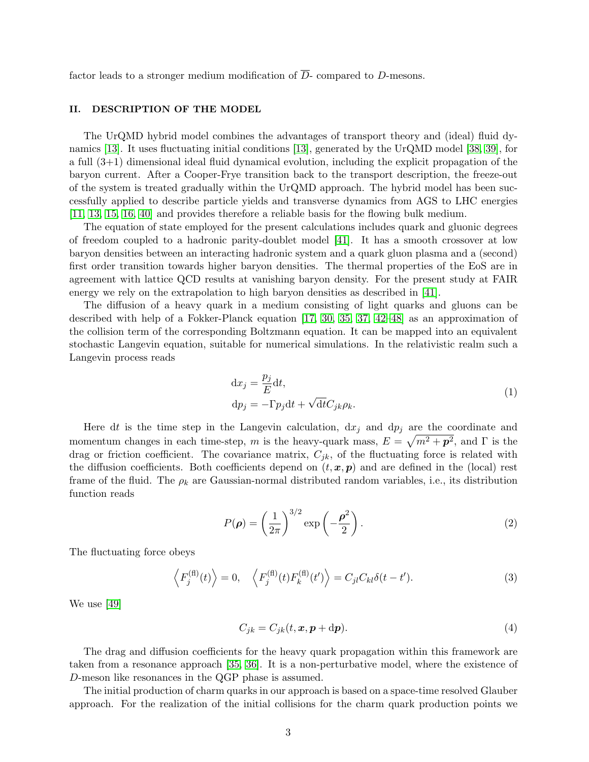factor leads to a stronger medium modification of $\overline{D}$- compared to $D$-mesons.

## II. DESCRIPTION OF THE MODEL

The UrQMD hybrid model combines the advantages of transport theory and (ideal) fluid dynamics [13]. It uses fluctuating initial conditions [13], generated by the UrQMD model [38, 39], for a full (3+1) dimensional ideal fluid dynamical evolution, including the explicit propagation of the baryon current. After a Cooper-Frye transition back to the transport description, the freeze-out of the system is treated gradually within the UrQMD approach. The hybrid model has been successfully applied to describe particle yields and transverse dynamics from AGS to LHC energies [11, 13, 15, 16, 40] and provides therefore a reliable basis for the flowing bulk medium.

The equation of state employed for the present calculations includes quark and gluonic degrees of freedom coupled to a hadronic parity-doublet model [41]. It has a smooth crossover at low baryon densities between an interacting hadronic system and a quark gluon plasma and a (second) first order transition towards higher baryon densities. The thermal properties of the EoS are in agreement with lattice QCD results at vanishing baryon density. For the present study at FAIR energy we rely on the extrapolation to high baryon densities as described in [41].

The diffusion of a heavy quark in a medium consisting of light quarks and gluons can be described with help of a Fokker-Planck equation [17, 30, 35, 37, 42–48] as an approximation of the collision term of the corresponding Boltzmann equation. It can be mapped into an equivalent stochastic Langevin equation, suitable for numerical simulations. In the relativistic realm such a Langevin process reads

$$
\begin{aligned}
\mathrm{d}x_j &= \frac{p_j}{E}\mathrm{d}t, \\
\mathrm{d}p_j &= -\Gamma p_j \mathrm{d}t + \sqrt{\mathrm{d}t} C_{jk}\rho_k.
\end{aligned}
\tag{1}
$$

Here $\mathrm{d}t$ is the time step in the Langevin calculation, $\mathrm{d}x_j$ and $\mathrm{d}p_j$ are the coordinate and momentum changes in each time-step, $m$ is the heavy-quark mass, $E = \sqrt{m^2 + \boldsymbol{p}^2}$, and $\Gamma$ is the drag or friction coefficient. The covariance matrix, $C_{jk}$, of the fluctuating force is related with the diffusion coefficients. Both coefficients depend on $(t, \boldsymbol{x}, \boldsymbol{p})$ and are defined in the (local) rest frame of the fluid. The $\rho_k$ are Gaussian-normal distributed random variables, i.e., its distribution function reads

$$
P(\boldsymbol{\rho}) = \left(\frac{1}{2\pi}\right)^{3/2} \exp\left(-\frac{\boldsymbol{\rho}^2}{2}\right).
\tag{2}
$$

The fluctuating force obeys

$$
\left\langle F_j^{(\mathrm{fl})}(t) \right\rangle = 0, \quad \left\langle F_j^{(\mathrm{fl})}(t) F_k^{(\mathrm{fl})}(t') \right\rangle = C_{jl}C_{kl}\delta(t - t').
\tag{3}
$$

We use [49]

$$
C_{jk} = C_{jk}(t, \boldsymbol{x}, \boldsymbol{p} + \mathrm{d}\boldsymbol{p}).
\tag{4}
$$

The drag and diffusion coefficients for the heavy quark propagation within this framework are taken from a resonance approach [35, 36]. It is a non-perturbative model, where the existence of $D$-meson like resonances in the QGP phase is assumed.

The initial production of charm quarks in our approach is based on a space-time resolved Glauber approach. For the realization of the initial collisions for the charm quark production points we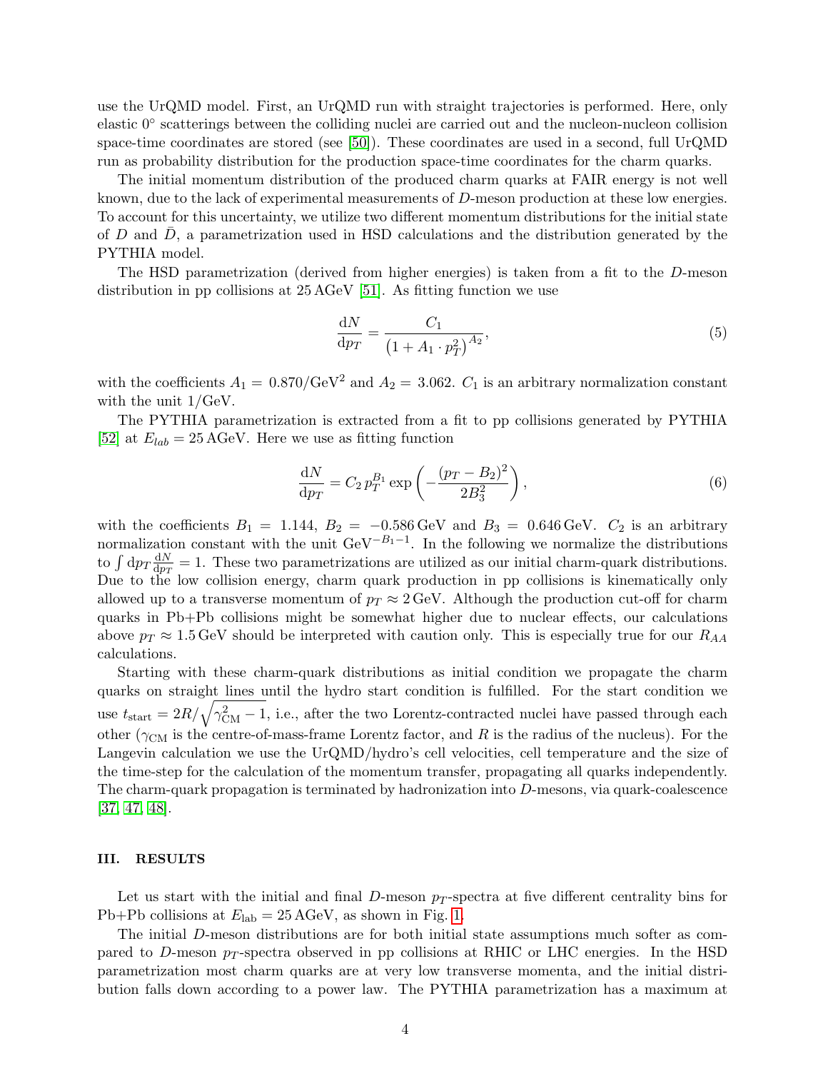use the UrQMD model. First, an UrQMD run with straight trajectories is performed. Here, only elastic $0^\circ$ scatterings between the colliding nuclei are carried out and the nucleon-nucleon collision space-time coordinates are stored (see [50]). These coordinates are used in a second, full UrQMD run as probability distribution for the production space-time coordinates for the charm quarks.

The initial momentum distribution of the produced charm quarks at FAIR energy is not well known, due to the lack of experimental measurements of $D$-meson production at these low energies. To account for this uncertainty, we utilize two different momentum distributions for the initial state of $D$ and $\bar{D}$, a parametrization used in HSD calculations and the distribution generated by the PYTHIA model.

The HSD parametrization (derived from higher energies) is taken from a fit to the $D$-meson distribution in pp collisions at 25 AGeV [51]. As fitting function we use

$$\frac{\mathrm{d}N}{\mathrm{d}p_T} = \frac{C_1}{\left(1 + A_1 \cdot p_T^2\right)^{A_2}}, \tag{5}$$

with the coefficients $A_1 = 0.870/\mathrm{GeV}^2$ and $A_2 = 3.062$. $C_1$ is an arbitrary normalization constant with the unit $1/\mathrm{GeV}$.

The PYTHIA parametrization is extracted from a fit to pp collisions generated by PYTHIA [52] at $E_{lab} = 25\,\mathrm{AGeV}$. Here we use as fitting function

$$\frac{\mathrm{d}N}{\mathrm{d}p_T} = C_2\, p_T^{B_1} \exp\left(-\frac{(p_T - B_2)^2}{2B_3^2}\right), \tag{6}$$

with the coefficients $B_1 = 1.144$, $B_2 = -0.586\,\mathrm{GeV}$ and $B_3 = 0.646\,\mathrm{GeV}$. $C_2$ is an arbitrary normalization constant with the unit $\mathrm{GeV}^{-B_1-1}$. In the following we normalize the distributions to $\int \mathrm{d}p_T \frac{\mathrm{d}N}{\mathrm{d}p_T} = 1$. These two parametrizations are utilized as our initial charm-quark distributions. Due to the low collision energy, charm quark production in pp collisions is kinematically only allowed up to a transverse momentum of $p_T \approx 2\,\mathrm{GeV}$. Although the production cut-off for charm quarks in Pb+Pb collisions might be somewhat higher due to nuclear effects, our calculations above $p_T \approx 1.5\,\mathrm{GeV}$ should be interpreted with caution only. This is especially true for our $R_{AA}$ calculations.

Starting with these charm-quark distributions as initial condition we propagate the charm quarks on straight lines until the hydro start condition is fulfilled. For the start condition we use $t_{\mathrm{start}} = 2R/\sqrt{\gamma_{\mathrm{CM}}^2 - 1}$, i.e., after the two Lorentz-contracted nuclei have passed through each other ($\gamma_{\mathrm{CM}}$ is the centre-of-mass-frame Lorentz factor, and $R$ is the radius of the nucleus). For the Langevin calculation we use the UrQMD/hydro's cell velocities, cell temperature and the size of the time-step for the calculation of the momentum transfer, propagating all quarks independently. The charm-quark propagation is terminated by hadronization into $D$-mesons, via quark-coalescence [37, 47, 48].

## III. RESULTS

Let us start with the initial and final $D$-meson $p_T$-spectra at five different centrality bins for Pb+Pb collisions at $E_{\mathrm{lab}} = 25\,\mathrm{AGeV}$, as shown in Fig. 1.

The initial $D$-meson distributions are for both initial state assumptions much softer as compared to $D$-meson $p_T$-spectra observed in pp collisions at RHIC or LHC energies. In the HSD parametrization most charm quarks are at very low transverse momenta, and the initial distribution falls down according to a power law. The PYTHIA parametrization has a maximum at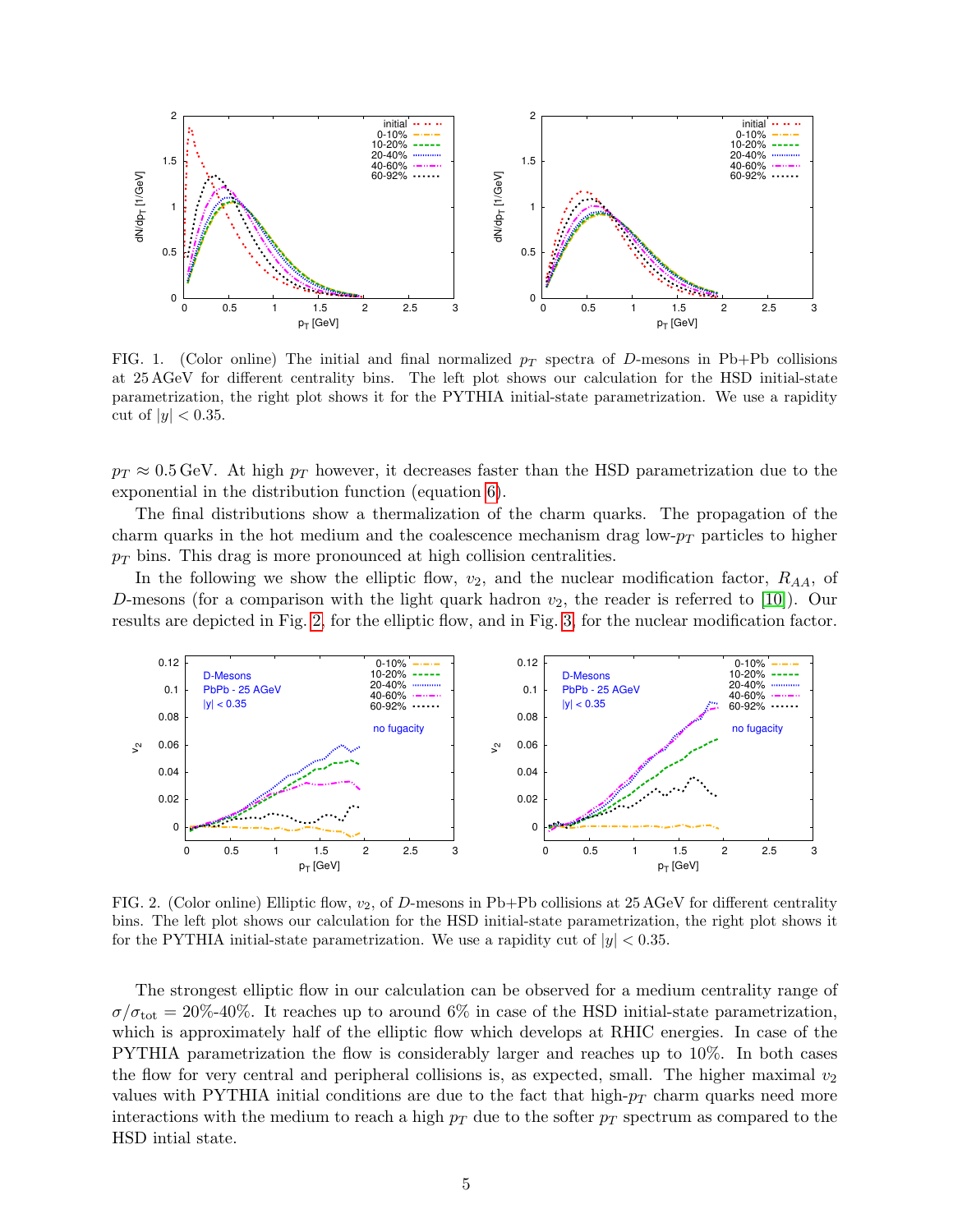FIG. 1. (Color online) The initial and final normalized $p_T$ spectra of $D$-mesons in Pb+Pb collisions at 25 AGeV for different centrality bins. The left plot shows our calculation for the HSD initial-state parametrization, the right plot shows it for the PYTHIA initial-state parametrization. We use a rapidity cut of $|y| < 0.35$.

$p_T \approx 0.5$ GeV. At high $p_T$ however, it decreases faster than the HSD parametrization due to the exponential in the distribution function (equation 6).

The final distributions show a thermalization of the charm quarks. The propagation of the charm quarks in the hot medium and the coalescence mechanism drag low-$p_T$ particles to higher $p_T$ bins. This drag is more pronounced at high collision centralities.

In the following we show the elliptic flow, $v_2$, and the nuclear modification factor, $R_{AA}$, of $D$-mesons (for a comparison with the light quark hadron $v_2$, the reader is referred to [10]). Our results are depicted in Fig. 2, for the elliptic flow, and in Fig. 3 for the nuclear modification factor.

FIG. 2. (Color online) Elliptic flow, $v_2$, of $D$-mesons in Pb+Pb collisions at 25 AGeV for different centrality bins. The left plot shows our calculation for the HSD initial-state parametrization, the right plot shows it for the PYTHIA initial-state parametrization. We use a rapidity cut of $|y| < 0.35$.

The strongest elliptic flow in our calculation can be observed for a medium centrality range of $\sigma/\sigma_{\mathrm{tot}} = 20\%$-$40\%$. It reaches up to around 6% in case of the HSD initial-state parametrization, which is approximately half of the elliptic flow which develops at RHIC energies. In case of the PYTHIA parametrization the flow is considerably larger and reaches up to 10%. In both cases the flow for very central and peripheral collisions is, as expected, small. The higher maximal $v_2$ values with PYTHIA initial conditions are due to the fact that high-$p_T$ charm quarks need more interactions with the medium to reach a high $p_T$ due to the softer $p_T$ spectrum as compared to the HSD intial state.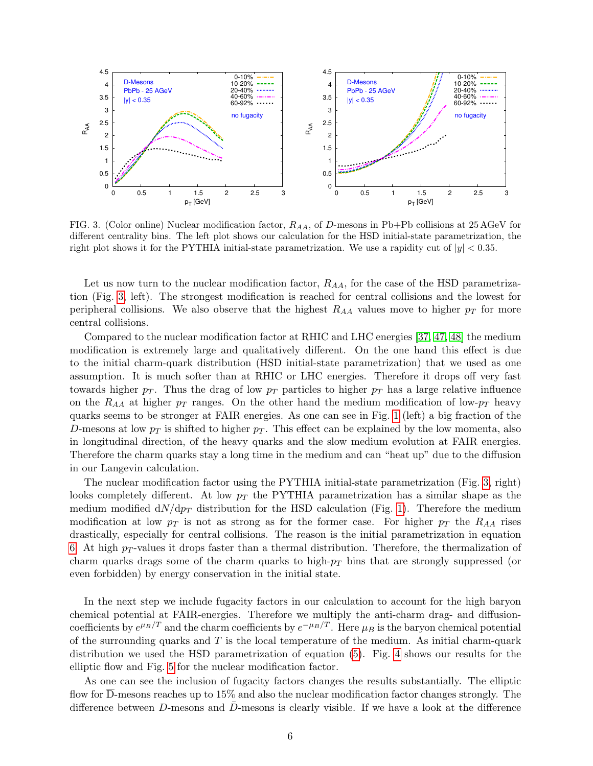FIG. 3. (Color online) Nuclear modification factor, $R_{AA}$, of $D$-mesons in Pb+Pb collisions at 25 AGeV for different centrality bins. The left plot shows our calculation for the HSD initial-state parametrization, the right plot shows it for the PYTHIA initial-state parametrization. We use a rapidity cut of $|y| < 0.35$.

Let us now turn to the nuclear modification factor, $R_{AA}$, for the case of the HSD parametrization (Fig. 3, left). The strongest modification is reached for central collisions and the lowest for peripheral collisions. We also observe that the highest $R_{AA}$ values move to higher $p_T$ for more central collisions.

Compared to the nuclear modification factor at RHIC and LHC energies [37, 47, 48] the medium modification is extremely large and qualitatively different. On the one hand this effect is due to the initial charm-quark distribution (HSD initial-state parametrization) that we used as one assumption. It is much softer than at RHIC or LHC energies. Therefore it drops off very fast towards higher $p_T$. Thus the drag of low $p_T$ particles to higher $p_T$ has a large relative influence on the $R_{AA}$ at higher $p_T$ ranges. On the other hand the medium modification of low-$p_T$ heavy quarks seems to be stronger at FAIR energies. As one can see in Fig. 1 (left) a big fraction of the $D$-mesons at low $p_T$ is shifted to higher $p_T$. This effect can be explained by the low momenta, also in longitudinal direction, of the heavy quarks and the slow medium evolution at FAIR energies. Therefore the charm quarks stay a long time in the medium and can "heat up" due to the diffusion in our Langevin calculation.

The nuclear modification factor using the PYTHIA initial-state parametrization (Fig. 3, right) looks completely different. At low $p_T$ the PYTHIA parametrization has a similar shape as the medium modified $\mathrm{d}N/\mathrm{d}p_T$ distribution for the HSD calculation (Fig. 1). Therefore the medium modification at low $p_T$ is not as strong as for the former case. For higher $p_T$ the $R_{AA}$ rises drastically, especially for central collisions. The reason is the initial parametrization in equation 6. At high $p_T$-values it drops faster than a thermal distribution. Therefore, the thermalization of charm quarks drags some of the charm quarks to high-$p_T$ bins that are strongly suppressed (or even forbidden) by energy conservation in the initial state.

In the next step we include fugacity factors in our calculation to account for the high baryon chemical potential at FAIR-energies. Therefore we multiply the anti-charm drag- and diffusion-coefficients by $e^{\mu_B/T}$ and the charm coefficients by $e^{-\mu_B/T}$. Here $\mu_B$ is the baryon chemical potential of the surrounding quarks and $T$ is the local temperature of the medium. As initial charm-quark distribution we used the HSD parametrization of equation (5). Fig. 4 shows our results for the elliptic flow and Fig. 5 for the nuclear modification factor.

As one can see the inclusion of fugacity factors changes the results substantially. The elliptic flow for $\overline{\mathrm{D}}$-mesons reaches up to 15% and also the nuclear modification factor changes strongly. The difference between $D$-mesons and $\bar{D}$-mesons is clearly visible. If we have a look at the difference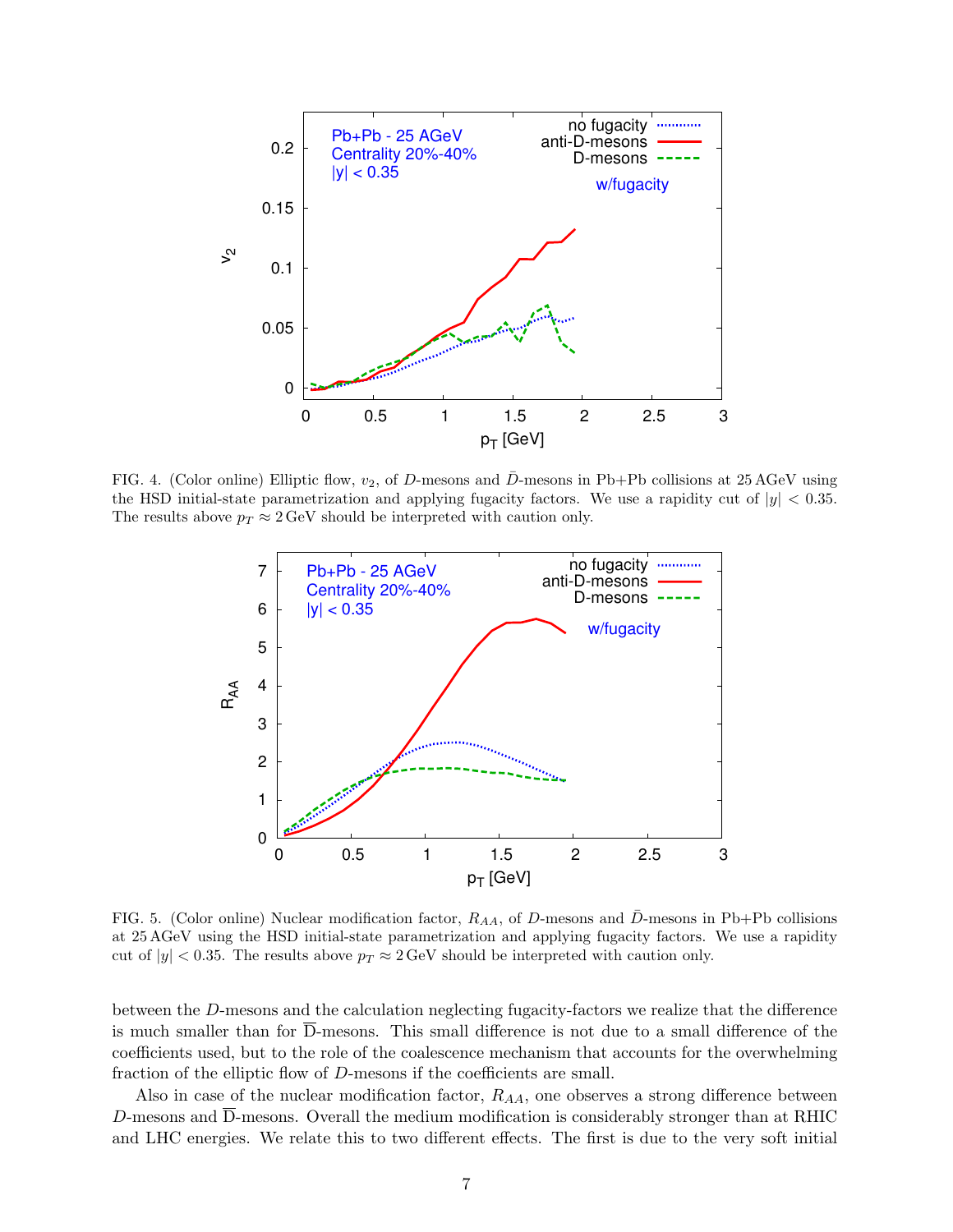FIG. 4. (Color online) Elliptic flow, $v_2$, of $D$-mesons and $\bar{D}$-mesons in Pb+Pb collisions at 25 AGeV using the HSD initial-state parametrization and applying fugacity factors. We use a rapidity cut of $|y| < 0.35$. The results above $p_T \approx 2$ GeV should be interpreted with caution only.

FIG. 5. (Color online) Nuclear modification factor, $R_{AA}$, of $D$-mesons and $\bar{D}$-mesons in Pb+Pb collisions at 25 AGeV using the HSD initial-state parametrization and applying fugacity factors. We use a rapidity cut of $|y| < 0.35$. The results above $p_T \approx 2$ GeV should be interpreted with caution only.

between the $D$-mesons and the calculation neglecting fugacity-factors we realize that the difference is much smaller than for $\overline{\mathrm{D}}$-mesons. This small difference is not due to a small difference of the coefficients used, but to the role of the coalescence mechanism that accounts for the overwhelming fraction of the elliptic flow of $D$-mesons if the coefficients are small.

Also in case of the nuclear modification factor, $R_{AA}$, one observes a strong difference between $D$-mesons and $\overline{\mathrm{D}}$-mesons. Overall the medium modification is considerably stronger than at RHIC and LHC energies. We relate this to two different effects. The first is due to the very soft initial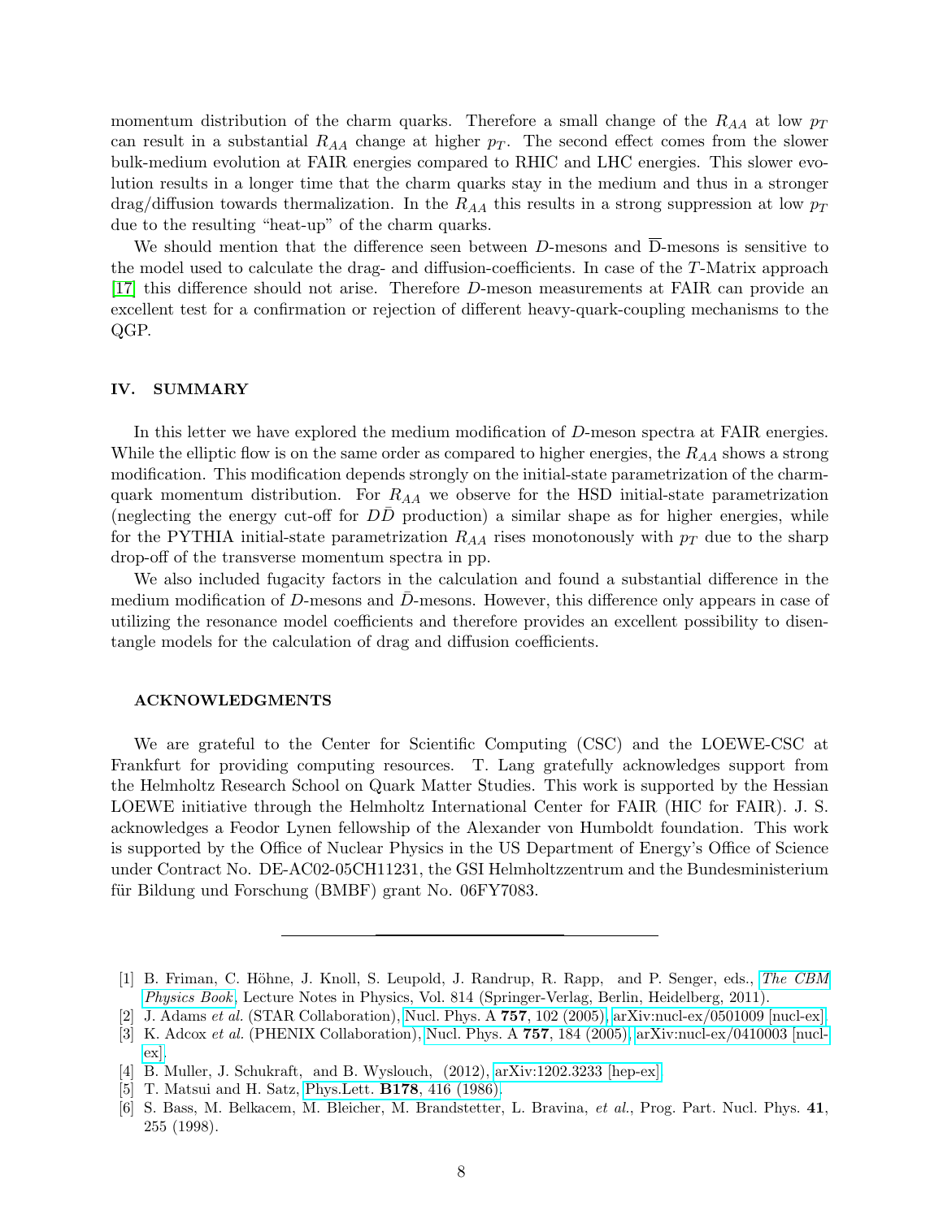momentum distribution of the charm quarks. Therefore a small change of the $R_{AA}$ at low $p_T$ can result in a substantial $R_{AA}$ change at higher $p_T$. The second effect comes from the slower bulk-medium evolution at FAIR energies compared to RHIC and LHC energies. This slower evolution results in a longer time that the charm quarks stay in the medium and thus in a stronger drag/diffusion towards thermalization. In the $R_{AA}$ this results in a strong suppression at low $p_T$ due to the resulting "heat-up" of the charm quarks.

We should mention that the difference seen between $D$-mesons and $\overline{\mathrm{D}}$-mesons is sensitive to the model used to calculate the drag- and diffusion-coefficients. In case of the $T$-Matrix approach [17] this difference should not arise. Therefore $D$-meson measurements at FAIR can provide an excellent test for a confirmation or rejection of different heavy-quark-coupling mechanisms to the QGP.

## IV. SUMMARY

In this letter we have explored the medium modification of $D$-meson spectra at FAIR energies. While the elliptic flow is on the same order as compared to higher energies, the $R_{AA}$ shows a strong modification. This modification depends strongly on the initial-state parametrization of the charm-quark momentum distribution. For $R_{AA}$ we observe for the HSD initial-state parametrization (neglecting the energy cut-off for $D\bar{D}$ production) a similar shape as for higher energies, while for the PYTHIA initial-state parametrization $R_{AA}$ rises monotonously with $p_T$ due to the sharp drop-off of the transverse momentum spectra in pp.

We also included fugacity factors in the calculation and found a substantial difference in the medium modification of $D$-mesons and $\bar{D}$-mesons. However, this difference only appears in case of utilizing the resonance model coefficients and therefore provides an excellent possibility to disentangle models for the calculation of drag and diffusion coefficients.

### ACKNOWLEDGMENTS

We are grateful to the Center for Scientific Computing (CSC) and the LOEWE-CSC at Frankfurt for providing computing resources. T. Lang gratefully acknowledges support from the Helmholtz Research School on Quark Matter Studies. This work is supported by the Hessian LOEWE initiative through the Helmholtz International Center for FAIR (HIC for FAIR). J. S. acknowledges a Feodor Lynen fellowship of the Alexander von Humboldt foundation. This work is supported by the Office of Nuclear Physics in the US Department of Energy's Office of Science under Contract No. DE-AC02-05CH11231, the GSI Helmholtzzentrum and the Bundesministerium für Bildung und Forschung (BMBF) grant No. 06FY7083.

---

[1] B. Friman, C. Höhne, J. Knoll, S. Leupold, J. Randrup, R. Rapp, and P. Senger, eds., *The CBM Physics Book*, Lecture Notes in Physics, Vol. 814 (Springer-Verlag, Berlin, Heidelberg, 2011).

[2] J. Adams *et al.* (STAR Collaboration), Nucl. Phys. A **757**, 102 (2005), arXiv:nucl-ex/0501009 [nucl-ex].

[3] K. Adcox *et al.* (PHENIX Collaboration), Nucl. Phys. A **757**, 184 (2005), arXiv:nucl-ex/0410003 [nucl-ex].

[4] B. Muller, J. Schukraft, and B. Wyslouch, (2012), arXiv:1202.3233 [hep-ex].

[5] T. Matsui and H. Satz, Phys.Lett. **B178**, 416 (1986).

[6] S. Bass, M. Belkacem, M. Bleicher, M. Brandstetter, L. Bravina, *et al.*, Prog. Part. Nucl. Phys. **41**, 255 (1998).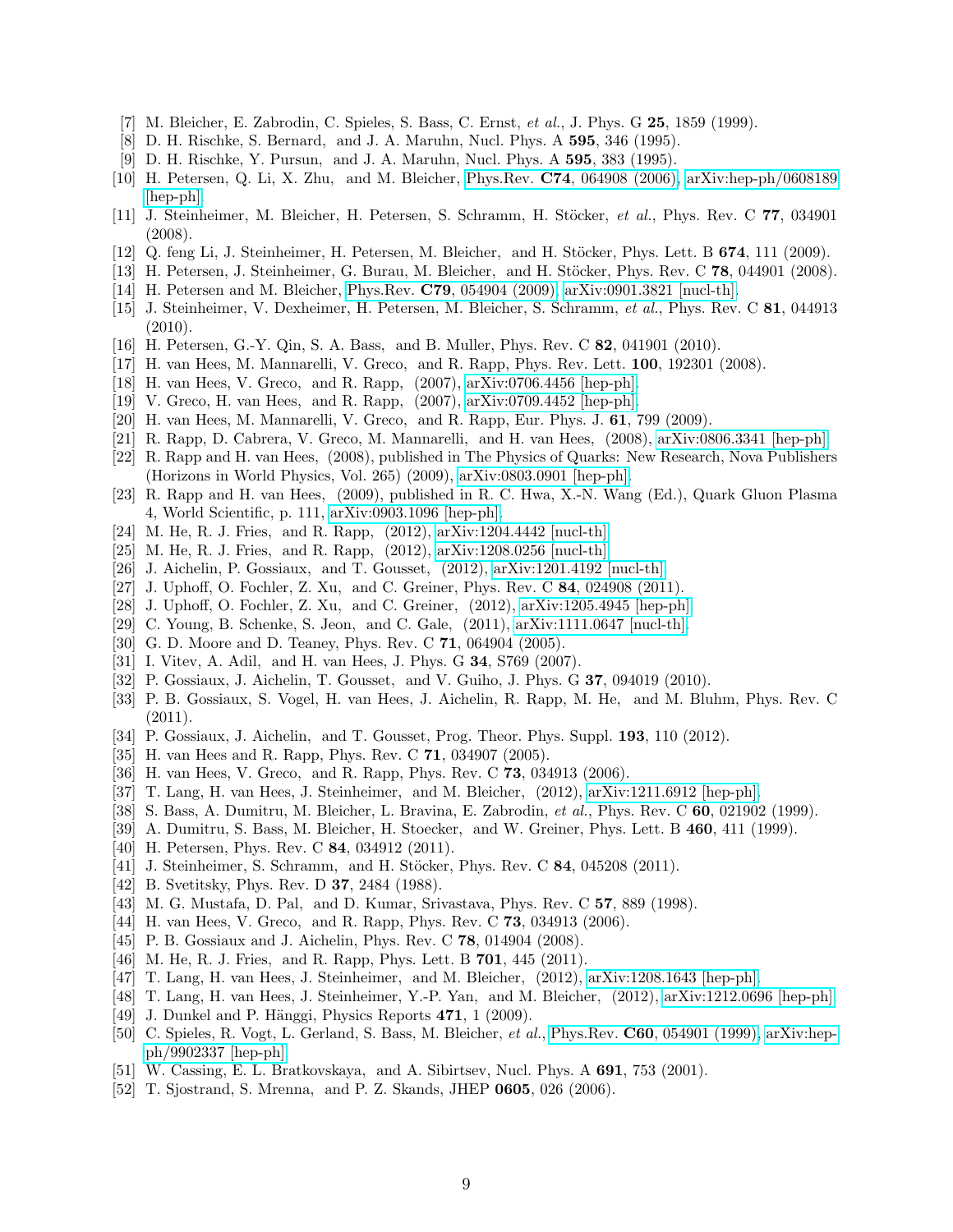[7] M. Bleicher, E. Zabrodin, C. Spieles, S. Bass, C. Ernst, *et al.*, J. Phys. G **25**, 1859 (1999).
[8] D. H. Rischke, S. Bernard, and J. A. Maruhn, Nucl. Phys. A **595**, 346 (1995).
[9] D. H. Rischke, Y. Pursun, and J. A. Maruhn, Nucl. Phys. A **595**, 383 (1995).
[10] H. Petersen, Q. Li, X. Zhu, and M. Bleicher, Phys.Rev. **C74**, 064908 (2006), arXiv:hep-ph/0608189 [hep-ph].
[11] J. Steinheimer, M. Bleicher, H. Petersen, S. Schramm, H. Stöcker, *et al.*, Phys. Rev. C **77**, 034901 (2008).
[12] Q. feng Li, J. Steinheimer, H. Petersen, M. Bleicher, and H. Stöcker, Phys. Lett. B **674**, 111 (2009).
[13] H. Petersen, J. Steinheimer, G. Burau, M. Bleicher, and H. Stöcker, Phys. Rev. C **78**, 044901 (2008).
[14] H. Petersen and M. Bleicher, Phys.Rev. **C79**, 054904 (2009), arXiv:0901.3821 [nucl-th].
[15] J. Steinheimer, V. Dexheimer, H. Petersen, M. Bleicher, S. Schramm, *et al.*, Phys. Rev. C **81**, 044913 (2010).
[16] H. Petersen, G.-Y. Qin, S. A. Bass, and B. Muller, Phys. Rev. C **82**, 041901 (2010).
[17] H. van Hees, M. Mannarelli, V. Greco, and R. Rapp, Phys. Rev. Lett. **100**, 192301 (2008).
[18] H. van Hees, V. Greco, and R. Rapp, (2007), arXiv:0706.4456 [hep-ph].
[19] V. Greco, H. van Hees, and R. Rapp, (2007), arXiv:0709.4452 [hep-ph].
[20] H. van Hees, M. Mannarelli, V. Greco, and R. Rapp, Eur. Phys. J. **61**, 799 (2009).
[21] R. Rapp, D. Cabrera, V. Greco, M. Mannarelli, and H. van Hees, (2008), arXiv:0806.3341 [hep-ph].
[22] R. Rapp and H. van Hees, (2008), published in The Physics of Quarks: New Research, Nova Publishers (Horizons in World Physics, Vol. 265) (2009), arXiv:0803.0901 [hep-ph].
[23] R. Rapp and H. van Hees, (2009), published in R. C. Hwa, X.-N. Wang (Ed.), Quark Gluon Plasma 4, World Scientific, p. 111, arXiv:0903.1096 [hep-ph].
[24] M. He, R. J. Fries, and R. Rapp, (2012), arXiv:1204.4442 [nucl-th].
[25] M. He, R. J. Fries, and R. Rapp, (2012), arXiv:1208.0256 [nucl-th].
[26] J. Aichelin, P. Gossiaux, and T. Gousset, (2012), arXiv:1201.4192 [nucl-th].
[27] J. Uphoff, O. Fochler, Z. Xu, and C. Greiner, Phys. Rev. C **84**, 024908 (2011).
[28] J. Uphoff, O. Fochler, Z. Xu, and C. Greiner, (2012), arXiv:1205.4945 [hep-ph].
[29] C. Young, B. Schenke, S. Jeon, and C. Gale, (2011), arXiv:1111.0647 [nucl-th].
[30] G. D. Moore and D. Teaney, Phys. Rev. C **71**, 064904 (2005).
[31] I. Vitev, A. Adil, and H. van Hees, J. Phys. G **34**, S769 (2007).
[32] P. Gossiaux, J. Aichelin, T. Gousset, and V. Guiho, J. Phys. G **37**, 094019 (2010).
[33] P. B. Gossiaux, S. Vogel, H. van Hees, J. Aichelin, R. Rapp, M. He, and M. Bluhm, Phys. Rev. C (2011).
[34] P. Gossiaux, J. Aichelin, and T. Gousset, Prog. Theor. Phys. Suppl. **193**, 110 (2012).
[35] H. van Hees and R. Rapp, Phys. Rev. C **71**, 034907 (2005).
[36] H. van Hees, V. Greco, and R. Rapp, Phys. Rev. C **73**, 034913 (2006).
[37] T. Lang, H. van Hees, J. Steinheimer, and M. Bleicher, (2012), arXiv:1211.6912 [hep-ph].
[38] S. Bass, A. Dumitru, M. Bleicher, L. Bravina, E. Zabrodin, *et al.*, Phys. Rev. C **60**, 021902 (1999).
[39] A. Dumitru, S. Bass, M. Bleicher, H. Stoecker, and W. Greiner, Phys. Lett. B **460**, 411 (1999).
[40] H. Petersen, Phys. Rev. C **84**, 034912 (2011).
[41] J. Steinheimer, S. Schramm, and H. Stöcker, Phys. Rev. C **84**, 045208 (2011).
[42] B. Svetitsky, Phys. Rev. D **37**, 2484 (1988).
[43] M. G. Mustafa, D. Pal, and D. Kumar, Srivastava, Phys. Rev. C **57**, 889 (1998).
[44] H. van Hees, V. Greco, and R. Rapp, Phys. Rev. C **73**, 034913 (2006).
[45] P. B. Gossiaux and J. Aichelin, Phys. Rev. C **78**, 014904 (2008).
[46] M. He, R. J. Fries, and R. Rapp, Phys. Lett. B **701**, 445 (2011).
[47] T. Lang, H. van Hees, J. Steinheimer, and M. Bleicher, (2012), arXiv:1208.1643 [hep-ph].
[48] T. Lang, H. van Hees, J. Steinheimer, Y.-P. Yan, and M. Bleicher, (2012), arXiv:1212.0696 [hep-ph].
[49] J. Dunkel and P. Hänggi, Physics Reports **471**, 1 (2009).
[50] C. Spieles, R. Vogt, L. Gerland, S. Bass, M. Bleicher, *et al.*, Phys.Rev. **C60**, 054901 (1999), arXiv:hep-ph/9902337 [hep-ph].
[51] W. Cassing, E. L. Bratkovskaya, and A. Sibirtsev, Nucl. Phys. A **691**, 753 (2001).
[52] T. Sjostrand, S. Mrenna, and P. Z. Skands, JHEP **0605**, 026 (2006).